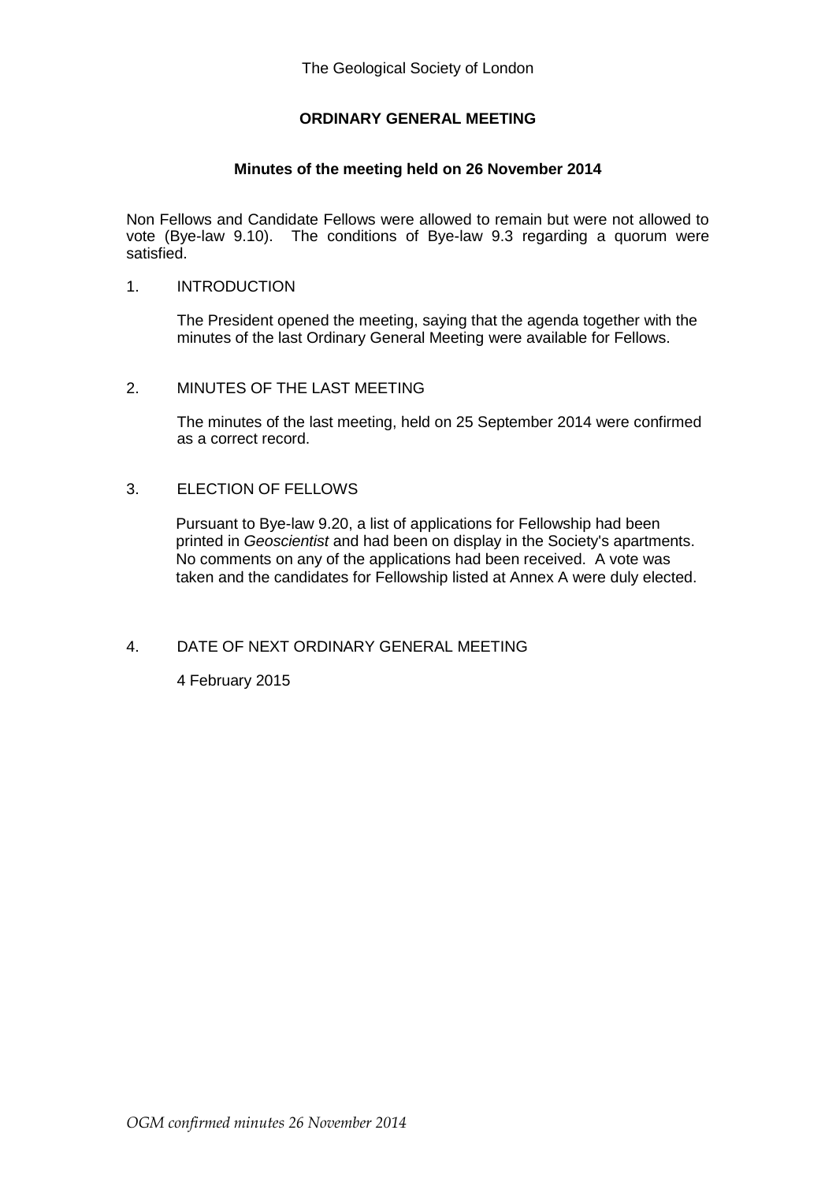The Geological Society of London

**ORDINARY GENERAL MEETING**

**Minutes of the meeting held on 26 November 2014**

Non Fellows and Candidate Fellows were allowed to remain but were not allowed to vote (Bye-law 9.10). The conditions of Bye-law 9.3 regarding a quorum were satisfied.

1. INTRODUCTION

   The President opened the meeting, saying that the agenda together with the minutes of the last Ordinary General Meeting were available for Fellows.

2. MINUTES OF THE LAST MEETING

   The minutes of the last meeting, held on 25 September 2014 were confirmed as a correct record.

3. ELECTION OF FELLOWS

   Pursuant to Bye-law 9.20, a list of applications for Fellowship had been printed in *Geoscientist* and had been on display in the Society's apartments. No comments on any of the applications had been received. A vote was taken and the candidates for Fellowship listed at Annex A were duly elected.

4. DATE OF NEXT ORDINARY GENERAL MEETING

   4 February 2015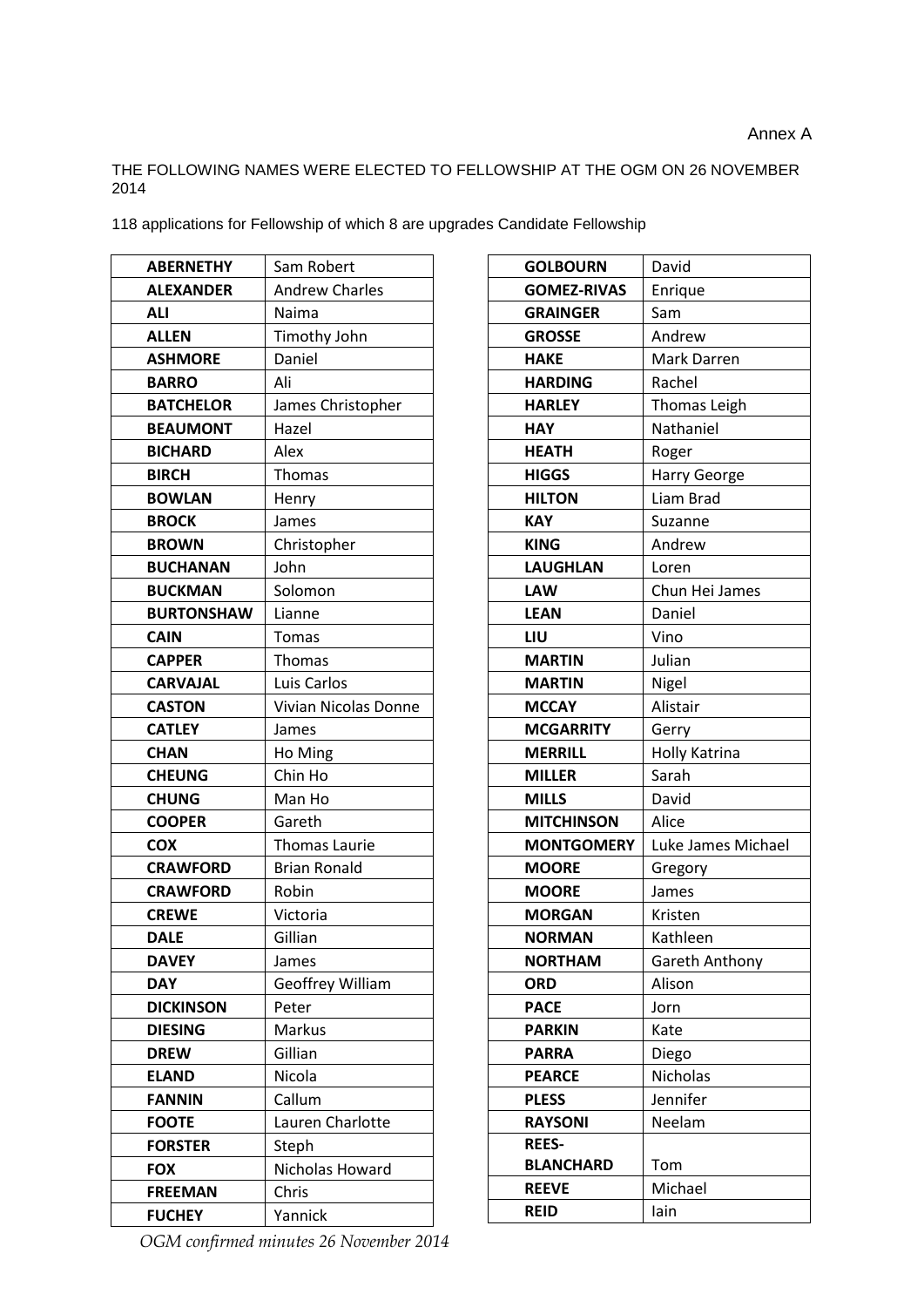Annex A

THE FOLLOWING NAMES WERE ELECTED TO FELLOWSHIP AT THE OGM ON 26 NOVEMBER 2014

118 applications for Fellowship of which 8 are upgrades Candidate Fellowship

| | |
|---|---|
| **ABERNETHY** | Sam Robert |
| **ALEXANDER** | Andrew Charles |
| **ALI** | Naima |
| **ALLEN** | Timothy John |
| **ASHMORE** | Daniel |
| **BARRO** | Ali |
| **BATCHELOR** | James Christopher |
| **BEAUMONT** | Hazel |
| **BICHARD** | Alex |
| **BIRCH** | Thomas |
| **BOWLAN** | Henry |
| **BROCK** | James |
| **BROWN** | Christopher |
| **BUCHANAN** | John |
| **BUCKMAN** | Solomon |
| **BURTONSHAW** | Lianne |
| **CAIN** | Tomas |
| **CAPPER** | Thomas |
| **CARVAJAL** | Luis Carlos |
| **CASTON** | Vivian Nicolas Donne |
| **CATLEY** | James |
| **CHAN** | Ho Ming |
| **CHEUNG** | Chin Ho |
| **CHUNG** | Man Ho |
| **COOPER** | Gareth |
| **COX** | Thomas Laurie |
| **CRAWFORD** | Brian Ronald |
| **CRAWFORD** | Robin |
| **CREWE** | Victoria |
| **DALE** | Gillian |
| **DAVEY** | James |
| **DAY** | Geoffrey William |
| **DICKINSON** | Peter |
| **DIESING** | Markus |
| **DREW** | Gillian |
| **ELAND** | Nicola |
| **FANNIN** | Callum |
| **FOOTE** | Lauren Charlotte |
| **FORSTER** | Steph |
| **FOX** | Nicholas Howard |
| **FREEMAN** | Chris |
| **FUCHEY** | Yannick |
| **GOLBOURN** | David |
| **GOMEZ-RIVAS** | Enrique |
| **GRAINGER** | Sam |
| **GROSSE** | Andrew |
| **HAKE** | Mark Darren |
| **HARDING** | Rachel |
| **HARLEY** | Thomas Leigh |
| **HAY** | Nathaniel |
| **HEATH** | Roger |
| **HIGGS** | Harry George |
| **HILTON** | Liam Brad |
| **KAY** | Suzanne |
| **KING** | Andrew |
| **LAUGHLAN** | Loren |
| **LAW** | Chun Hei James |
| **LEAN** | Daniel |
| **LIU** | Vino |
| **MARTIN** | Julian |
| **MARTIN** | Nigel |
| **MCCAY** | Alistair |
| **MCGARRITY** | Gerry |
| **MERRILL** | Holly Katrina |
| **MILLER** | Sarah |
| **MILLS** | David |
| **MITCHINSON** | Alice |
| **MONTGOMERY** | Luke James Michael |
| **MOORE** | Gregory |
| **MOORE** | James |
| **MORGAN** | Kristen |
| **NORMAN** | Kathleen |
| **NORTHAM** | Gareth Anthony |
| **ORD** | Alison |
| **PACE** | Jorn |
| **PARKIN** | Kate |
| **PARRA** | Diego |
| **PEARCE** | Nicholas |
| **PLESS** | Jennifer |
| **RAYSONI** | Neelam |
| **REES-BLANCHARD** | Tom |
| **REEVE** | Michael |
| **REID** | Iain |

*OGM confirmed minutes 26 November 2014*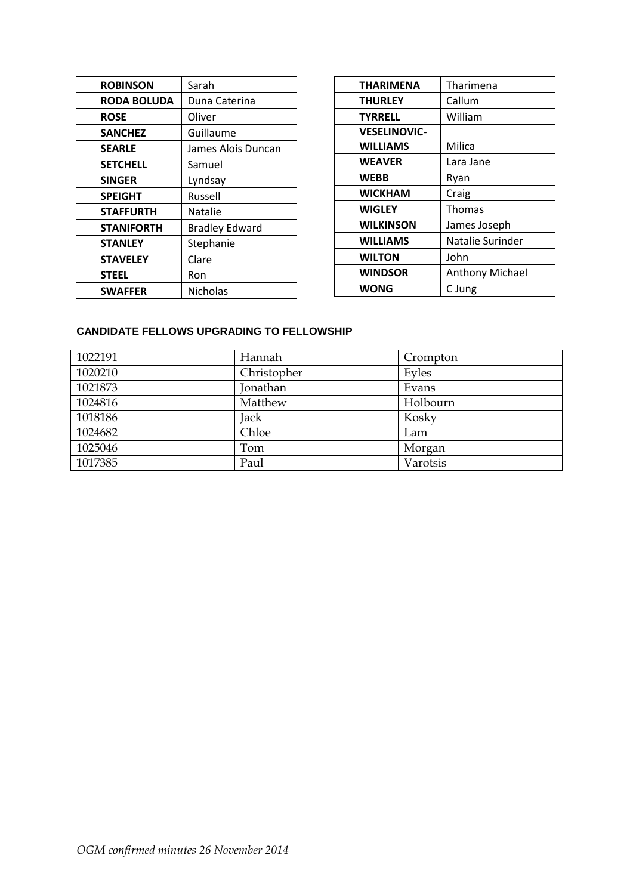| | |
|---|---|
| **ROBINSON** | Sarah |
| **RODA BOLUDA** | Duna Caterina |
| **ROSE** | Oliver |
| **SANCHEZ** | Guillaume |
| **SEARLE** | James Alois Duncan |
| **SETCHELL** | Samuel |
| **SINGER** | Lyndsay |
| **SPEIGHT** | Russell |
| **STAFFURTH** | Natalie |
| **STANIFORTH** | Bradley Edward |
| **STANLEY** | Stephanie |
| **STAVELEY** | Clare |
| **STEEL** | Ron |
| **SWAFFER** | Nicholas |

| | |
|---|---|
| **THARIMENA** | Tharimena |
| **THURLEY** | Callum |
| **TYRRELL** | William |
| **VESELINOVIC-WILLIAMS** | Milica |
| **WEAVER** | Lara Jane |
| **WEBB** | Ryan |
| **WICKHAM** | Craig |
| **WIGLEY** | Thomas |
| **WILKINSON** | James Joseph |
| **WILLIAMS** | Natalie Surinder |
| **WILTON** | John |
| **WINDSOR** | Anthony Michael |
| **WONG** | C Jung |

**CANDIDATE FELLOWS UPGRADING TO FELLOWSHIP**

| | | |
|---|---|---|
| 1022191 | Hannah | Crompton |
| 1020210 | Christopher | Eyles |
| 1021873 | Jonathan | Evans |
| 1024816 | Matthew | Holbourn |
| 1018186 | Jack | Kosky |
| 1024682 | Chloe | Lam |
| 1025046 | Tom | Morgan |
| 1017385 | Paul | Varotsis |